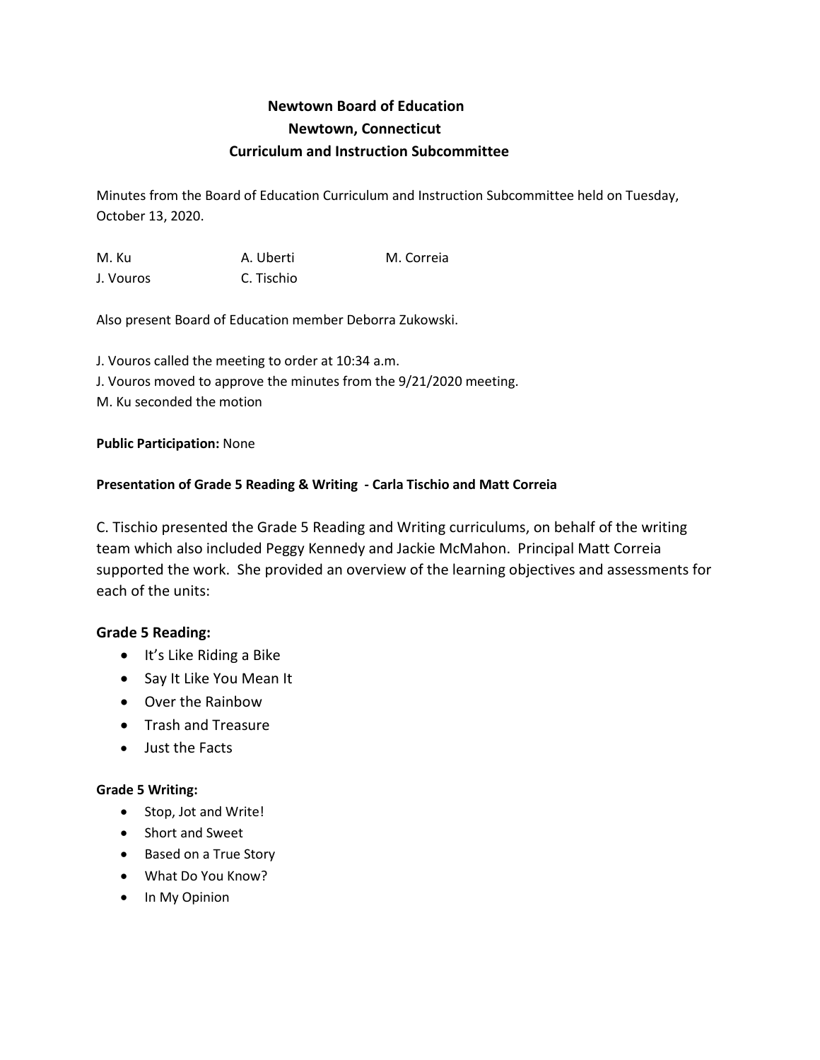# Newtown Board of Education
## Newtown, Connecticut
## Curriculum and Instruction Subcommittee

Minutes from the Board of Education Curriculum and Instruction Subcommittee held on Tuesday, October 13, 2020.

M. Ku A. Uberti M. Correia
J. Vouros C. Tischio

Also present Board of Education member Deborra Zukowski.

J. Vouros called the meeting to order at 10:34 a.m.
J. Vouros moved to approve the minutes from the 9/21/2020 meeting.
M. Ku seconded the motion

**Public Participation:** None

**Presentation of Grade 5 Reading & Writing - Carla Tischio and Matt Correia**

C. Tischio presented the Grade 5 Reading and Writing curriculums, on behalf of the writing team which also included Peggy Kennedy and Jackie McMahon. Principal Matt Correia supported the work. She provided an overview of the learning objectives and assessments for each of the units:

### Grade 5 Reading:

- It's Like Riding a Bike
- Say It Like You Mean It
- Over the Rainbow
- Trash and Treasure
- Just the Facts

**Grade 5 Writing:**

- Stop, Jot and Write!
- Short and Sweet
- Based on a True Story
- What Do You Know?
- In My Opinion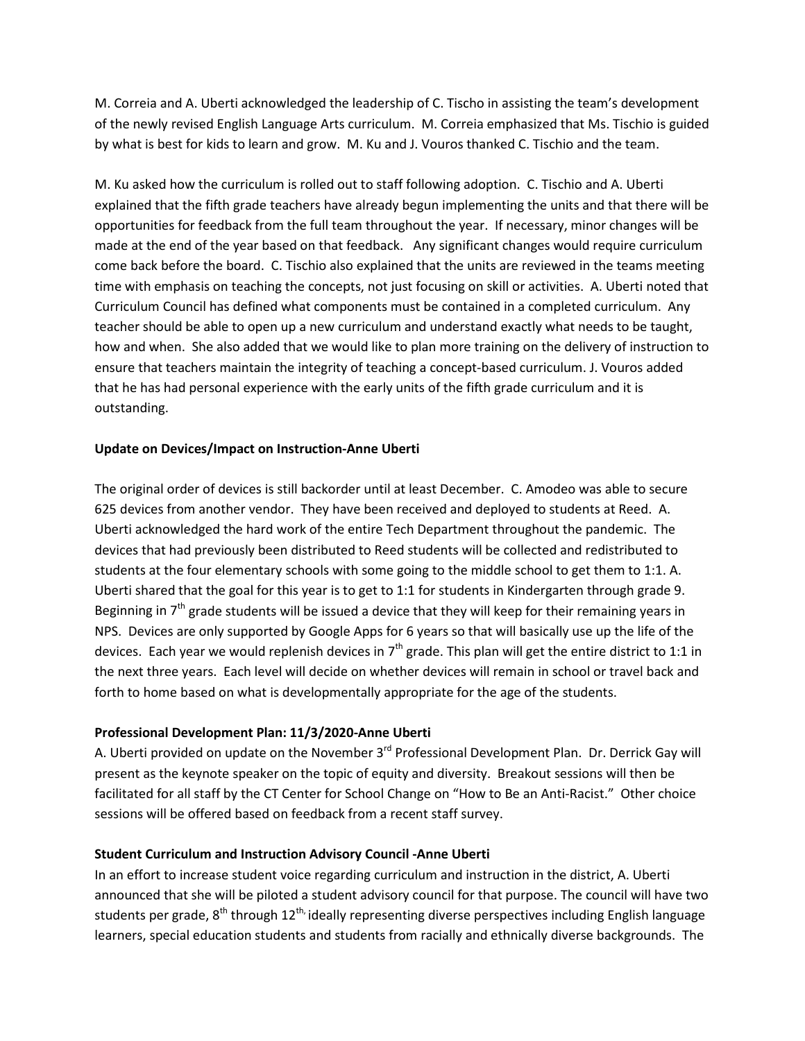M. Correia and A. Uberti acknowledged the leadership of C. Tischo in assisting the team's development of the newly revised English Language Arts curriculum. M. Correia emphasized that Ms. Tischio is guided by what is best for kids to learn and grow. M. Ku and J. Vouros thanked C. Tischio and the team.

M. Ku asked how the curriculum is rolled out to staff following adoption. C. Tischio and A. Uberti explained that the fifth grade teachers have already begun implementing the units and that there will be opportunities for feedback from the full team throughout the year. If necessary, minor changes will be made at the end of the year based on that feedback. Any significant changes would require curriculum come back before the board. C. Tischio also explained that the units are reviewed in the teams meeting time with emphasis on teaching the concepts, not just focusing on skill or activities. A. Uberti noted that Curriculum Council has defined what components must be contained in a completed curriculum. Any teacher should be able to open up a new curriculum and understand exactly what needs to be taught, how and when. She also added that we would like to plan more training on the delivery of instruction to ensure that teachers maintain the integrity of teaching a concept-based curriculum. J. Vouros added that he has had personal experience with the early units of the fifth grade curriculum and it is outstanding.

**Update on Devices/Impact on Instruction-Anne Uberti**

The original order of devices is still backorder until at least December. C. Amodeo was able to secure 625 devices from another vendor. They have been received and deployed to students at Reed. A. Uberti acknowledged the hard work of the entire Tech Department throughout the pandemic. The devices that had previously been distributed to Reed students will be collected and redistributed to students at the four elementary schools with some going to the middle school to get them to 1:1. A. Uberti shared that the goal for this year is to get to 1:1 for students in Kindergarten through grade 9. Beginning in 7th grade students will be issued a device that they will keep for their remaining years in NPS. Devices are only supported by Google Apps for 6 years so that will basically use up the life of the devices. Each year we would replenish devices in 7th grade. This plan will get the entire district to 1:1 in the next three years. Each level will decide on whether devices will remain in school or travel back and forth to home based on what is developmentally appropriate for the age of the students.

**Professional Development Plan: 11/3/2020-Anne Uberti**

A. Uberti provided on update on the November 3rd Professional Development Plan. Dr. Derrick Gay will present as the keynote speaker on the topic of equity and diversity. Breakout sessions will then be facilitated for all staff by the CT Center for School Change on "How to Be an Anti-Racist." Other choice sessions will be offered based on feedback from a recent staff survey.

**Student Curriculum and Instruction Advisory Council -Anne Uberti**

In an effort to increase student voice regarding curriculum and instruction in the district, A. Uberti announced that she will be piloted a student advisory council for that purpose. The council will have two students per grade, 8th through 12th, ideally representing diverse perspectives including English language learners, special education students and students from racially and ethnically diverse backgrounds. The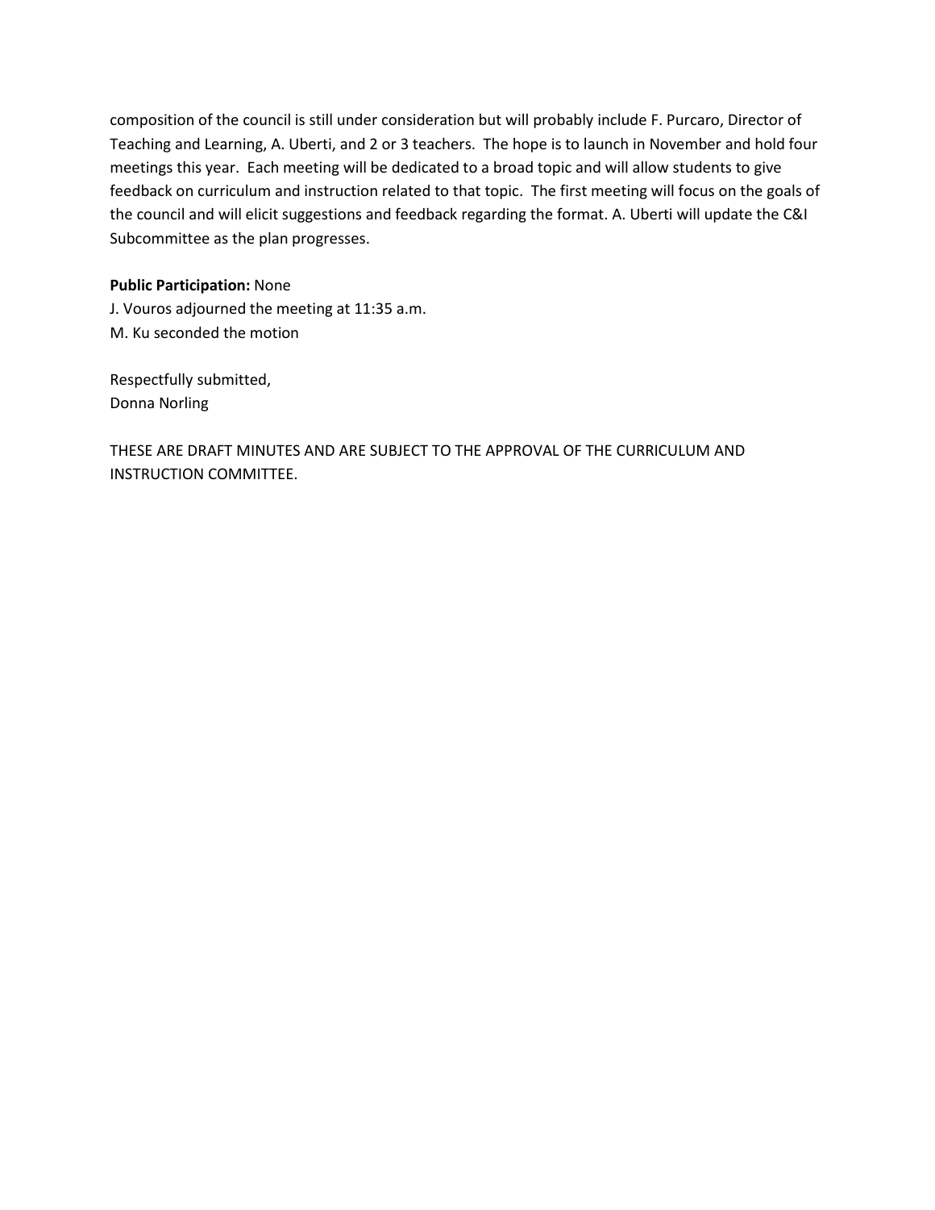composition of the council is still under consideration but will probably include F. Purcaro, Director of Teaching and Learning, A. Uberti, and 2 or 3 teachers. The hope is to launch in November and hold four meetings this year. Each meeting will be dedicated to a broad topic and will allow students to give feedback on curriculum and instruction related to that topic. The first meeting will focus on the goals of the council and will elicit suggestions and feedback regarding the format. A. Uberti will update the C&I Subcommittee as the plan progresses.

**Public Participation:** None

J. Vouros adjourned the meeting at 11:35 a.m.
M. Ku seconded the motion

Respectfully submitted,
Donna Norling

THESE ARE DRAFT MINUTES AND ARE SUBJECT TO THE APPROVAL OF THE CURRICULUM AND INSTRUCTION COMMITTEE.